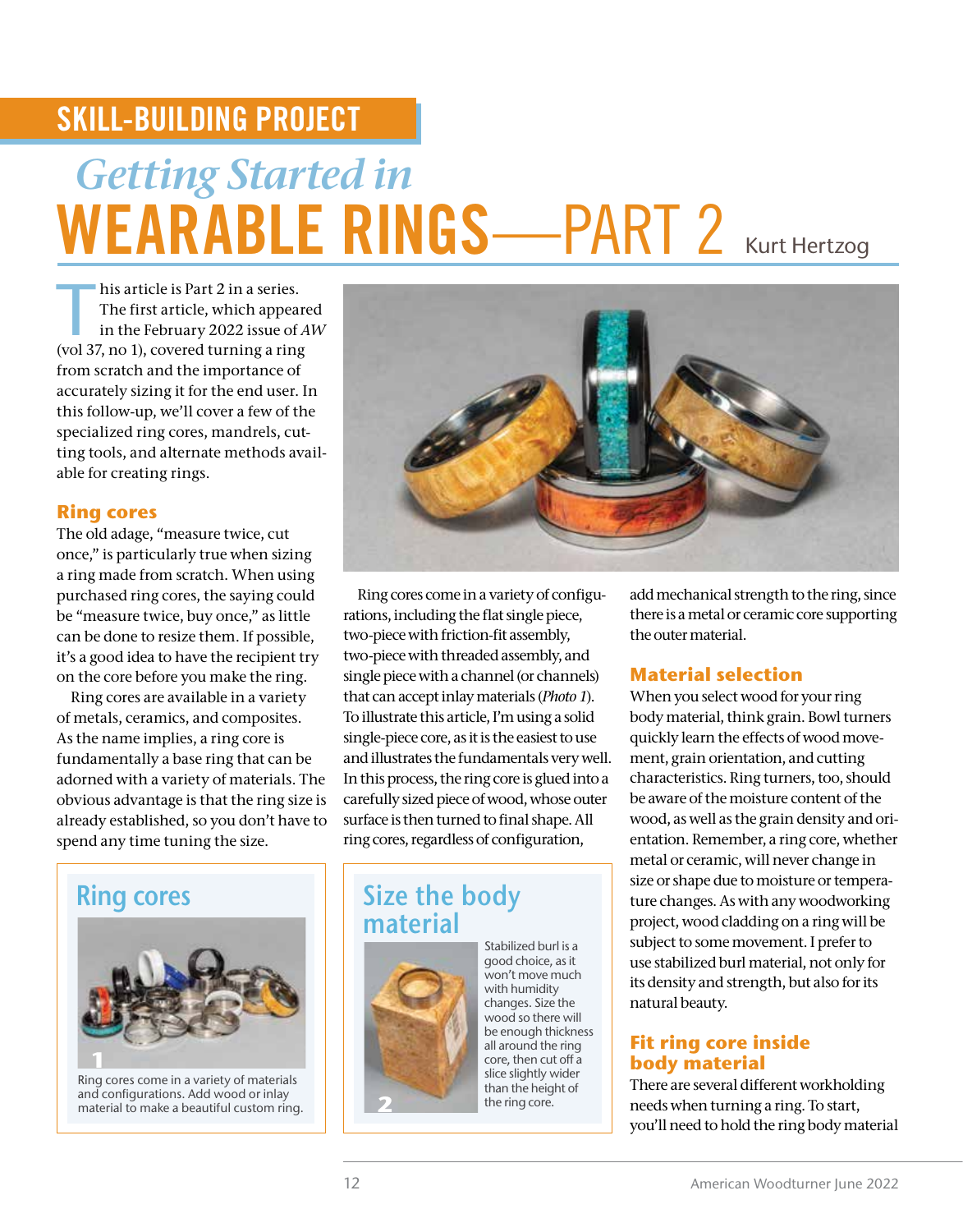SKILL-BUILDING PROJECT

# *Getting Started in* WEARABLE RINGS—PART 2

Kurt Hertzog

This article is Part 2 in a series. The first article, which appeared in the February 2022 issue of *AW* (vol 37, no 1), covered turning a ring from scratch and the importance of accurately sizing it for the end user. In this follow-up, we'll cover a few of the specialized ring cores, mandrels, cutting tools, and alternate methods available for creating rings.

## Ring cores

The old adage, "measure twice, cut once," is particularly true when sizing a ring made from scratch. When using purchased ring cores, the saying could be "measure twice, buy once," as little can be done to resize them. If possible, it's a good idea to have the recipient try on the core before you make the ring.

Ring cores are available in a variety of metals, ceramics, and composites. As the name implies, a ring core is fundamentally a base ring that can be adorned with a variety of materials. The obvious advantage is that the ring size is already established, so you don't have to spend any time tuning the size.

Ring cores come in a variety of configurations, including the flat single piece, two-piece with friction-fit assembly, two-piece with threaded assembly, and single piece with a channel (or channels) that can accept inlay materials (*Photo 1*). To illustrate this article, I'm using a solid single-piece core, as it is the easiest to use and illustrates the fundamentals very well. In this process, the ring core is glued into a carefully sized piece of wood, whose outer surface is then turned to final shape. All ring cores, regardless of configuration, add mechanical strength to the ring, since there is a metal or ceramic core supporting the outer material.

### Ring cores

1

Ring cores come in a variety of materials and configurations. Add wood or inlay material to make a beautiful custom ring.

## Material selection

When you select wood for your ring body material, think grain. Bowl turners quickly learn the effects of wood movement, grain orientation, and cutting characteristics. Ring turners, too, should be aware of the moisture content of the wood, as well as the grain density and orientation. Remember, a ring core, whether metal or ceramic, will never change in size or shape due to moisture or temperature changes. As with any woodworking project, wood cladding on a ring will be subject to some movement. I prefer to use stabilized burl material, not only for its density and strength, but also for its natural beauty.

### Size the body material

2

Stabilized burl is a good choice, as it won't move much with humidity changes. Size the wood so there will be enough thickness all around the ring core, then cut off a slice slightly wider than the height of the ring core.

## Fit ring core inside body material

There are several different workholding needs when turning a ring. To start, you'll need to hold the ring body material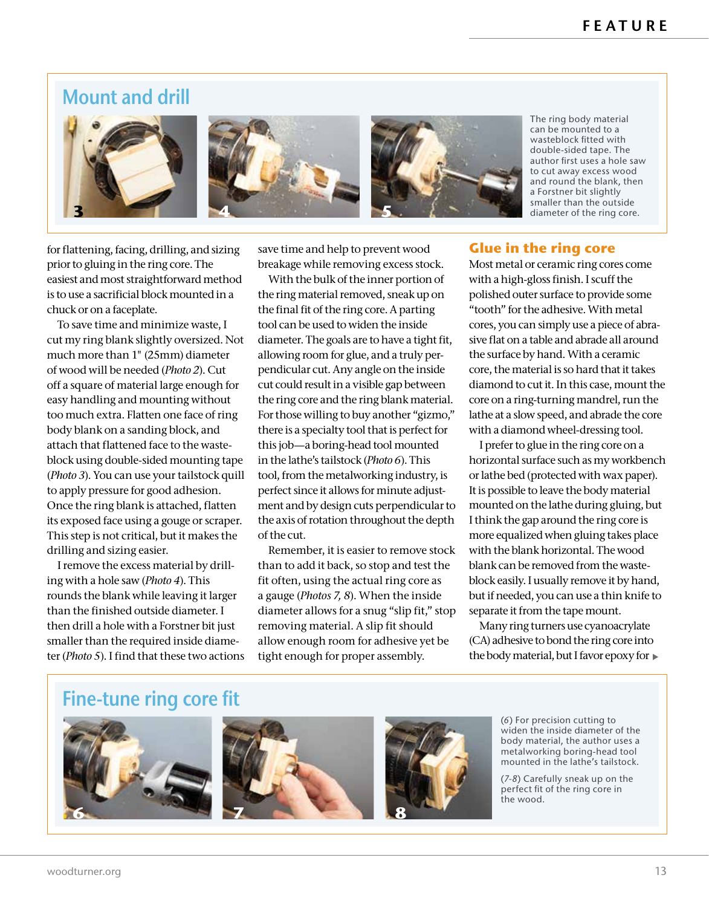## Mount and drill

The ring body material can be mounted to a wasteblock fitted with double-sided tape. The author first uses a hole saw to cut away excess wood and round the blank, then a Forstner bit slightly smaller than the outside diameter of the ring core.

for flattening, facing, drilling, and sizing prior to gluing in the ring core. The easiest and most straightforward method is to use a sacrificial block mounted in a chuck or on a faceplate.

To save time and minimize waste, I cut my ring blank slightly oversized. Not much more than 1" (25mm) diameter of wood will be needed (*Photo 2*). Cut off a square of material large enough for easy handling and mounting without too much extra. Flatten one face of ring body blank on a sanding block, and attach that flattened face to the waste-block using double-sided mounting tape (*Photo 3*). You can use your tailstock quill to apply pressure for good adhesion. Once the ring blank is attached, flatten its exposed face using a gouge or scraper. This step is not critical, but it makes the drilling and sizing easier.

I remove the excess material by drilling with a hole saw (*Photo 4*). This rounds the blank while leaving it larger than the finished outside diameter. I then drill a hole with a Forstner bit just smaller than the required inside diameter (*Photo 5*). I find that these two actions save time and help to prevent wood breakage while removing excess stock.

With the bulk of the inner portion of the ring material removed, sneak up on the final fit of the ring core. A parting tool can be used to widen the inside diameter. The goals are to have a tight fit, allowing room for glue, and a truly perpendicular cut. Any angle on the inside cut could result in a visible gap between the ring core and the ring blank material. For those willing to buy another "gizmo," there is a specialty tool that is perfect for this job—a boring-head tool mounted in the lathe's tailstock (*Photo 6*). This tool, from the metalworking industry, is perfect since it allows for minute adjustment and by design cuts perpendicular to the axis of rotation throughout the depth of the cut.

Remember, it is easier to remove stock than to add it back, so stop and test the fit often, using the actual ring core as a gauge (*Photos 7, 8*). When the inside diameter allows for a snug "slip fit," stop removing material. A slip fit should allow enough room for adhesive yet be tight enough for proper assembly.

### Glue in the ring core

Most metal or ceramic ring cores come with a high-gloss finish. I scuff the polished outer surface to provide some "tooth" for the adhesive. With metal cores, you can simply use a piece of abrasive flat on a table and abrade all around the surface by hand. With a ceramic core, the material is so hard that it takes diamond to cut it. In this case, mount the core on a ring-turning mandrel, run the lathe at a slow speed, and abrade the core with a diamond wheel-dressing tool.

I prefer to glue in the ring core on a horizontal surface such as my workbench or lathe bed (protected with wax paper). It is possible to leave the body material mounted on the lathe during gluing, but I think the gap around the ring core is more equalized when gluing takes place with the blank horizontal. The wood blank can be removed from the waste-block easily. I usually remove it by hand, but if needed, you can use a thin knife to separate it from the tape mount.

Many ring turners use cyanoacrylate (CA) adhesive to bond the ring core into the body material, but I favor epoxy for ▸

## Fine-tune ring core fit

(*6*) For precision cutting to widen the inside diameter of the body material, the author uses a metalworking boring-head tool mounted in the lathe's tailstock.

(*7-8*) Carefully sneak up on the perfect fit of the ring core in the wood.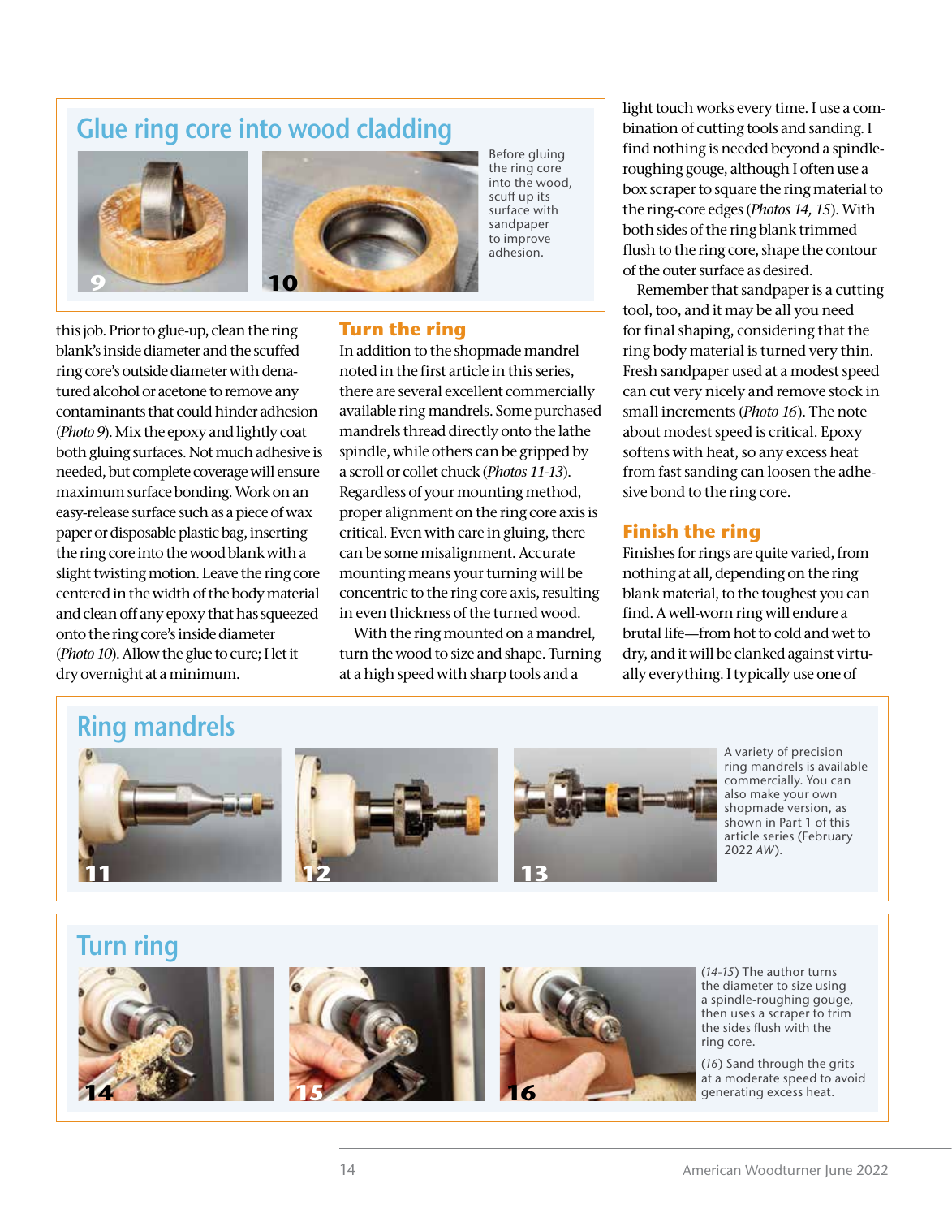## Glue ring core into wood cladding

Before gluing the ring core into the wood, scuff up its surface with sandpaper to improve adhesion.

this job. Prior to glue-up, clean the ring blank's inside diameter and the scuffed ring core's outside diameter with denatured alcohol or acetone to remove any contaminants that could hinder adhesion (*Photo 9*). Mix the epoxy and lightly coat both gluing surfaces. Not much adhesive is needed, but complete coverage will ensure maximum surface bonding. Work on an easy-release surface such as a piece of wax paper or disposable plastic bag, inserting the ring core into the wood blank with a slight twisting motion. Leave the ring core centered in the width of the body material and clean off any epoxy that has squeezed onto the ring core's inside diameter (*Photo 10*). Allow the glue to cure; I let it dry overnight at a minimum.

### Turn the ring

In addition to the shopmade mandrel noted in the first article in this series, there are several excellent commercially available ring mandrels. Some purchased mandrels thread directly onto the lathe spindle, while others can be gripped by a scroll or collet chuck (*Photos 11-13*). Regardless of your mounting method, proper alignment on the ring core axis is critical. Even with care in gluing, there can be some misalignment. Accurate mounting means your turning will be concentric to the ring core axis, resulting in even thickness of the turned wood.

With the ring mounted on a mandrel, turn the wood to size and shape. Turning at a high speed with sharp tools and a light touch works every time. I use a combination of cutting tools and sanding. I find nothing is needed beyond a spindle-roughing gouge, although I often use a box scraper to square the ring material to the ring-core edges (*Photos 14, 15*). With both sides of the ring blank trimmed flush to the ring core, shape the contour of the outer surface as desired.

Remember that sandpaper is a cutting tool, too, and it may be all you need for final shaping, considering that the ring body material is turned very thin. Fresh sandpaper used at a modest speed can cut very nicely and remove stock in small increments (*Photo 16*). The note about modest speed is critical. Epoxy softens with heat, so any excess heat from fast sanding can loosen the adhesive bond to the ring core.

### Finish the ring

Finishes for rings are quite varied, from nothing at all, depending on the ring blank material, to the toughest you can find. A well-worn ring will endure a brutal life—from hot to cold and wet to dry, and it will be clanked against virtually everything. I typically use one of

## Ring mandrels

A variety of precision ring mandrels is available commercially. You can also make your own shopmade version, as shown in Part 1 of this article series (February 2022 *AW*).

## Turn ring

(*14-15*) The author turns the diameter to size using a spindle-roughing gouge, then uses a scraper to trim the sides flush with the ring core.

(*16*) Sand through the grits at a moderate speed to avoid generating excess heat.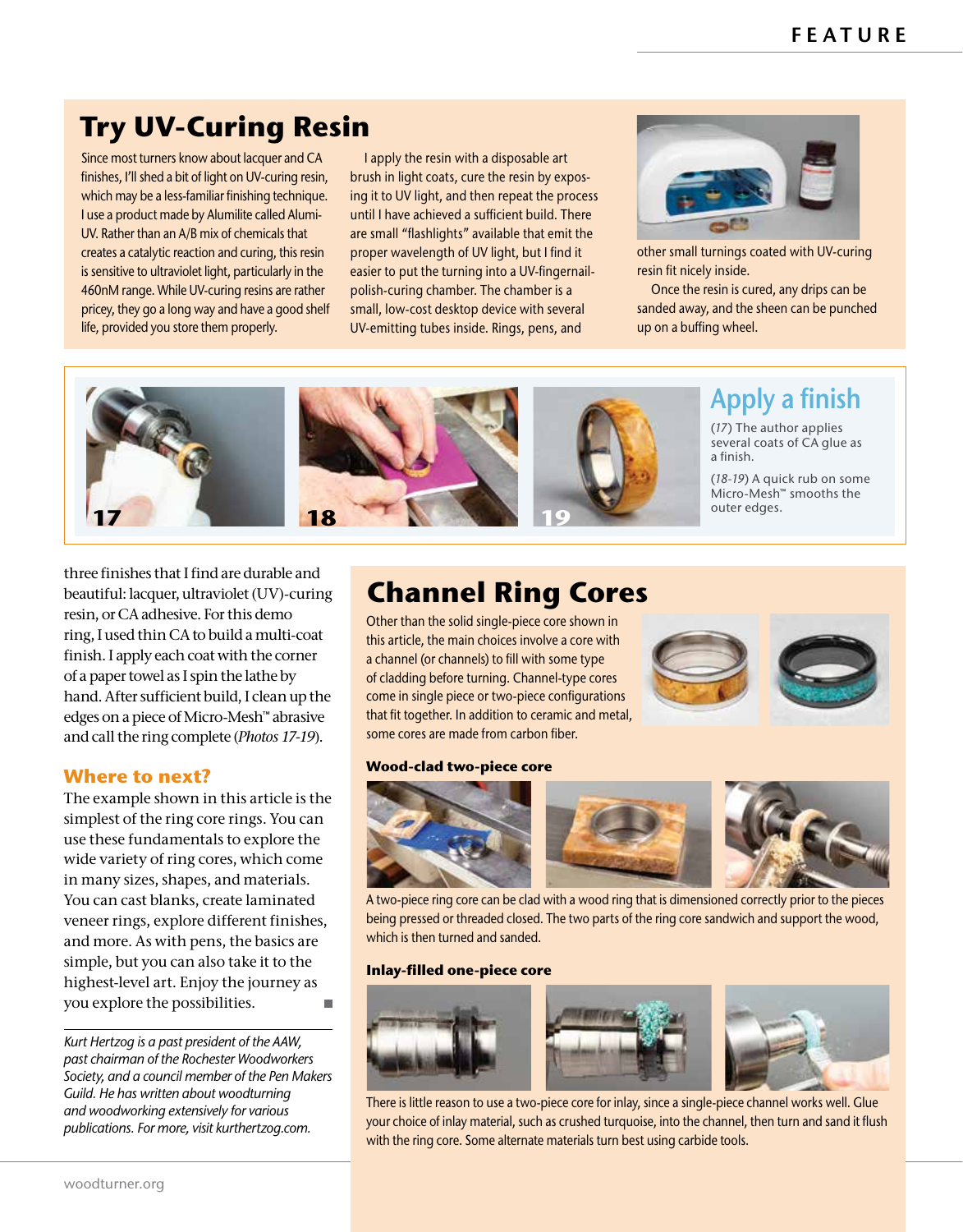## Try UV-Curing Resin

Since most turners know about lacquer and CA finishes, I'll shed a bit of light on UV-curing resin, which may be a less-familiar finishing technique. I use a product made by Alumilite called Alumi-UV. Rather than an A/B mix of chemicals that creates a catalytic reaction and curing, this resin is sensitive to ultraviolet light, particularly in the 460nM range. While UV-curing resins are rather pricey, they go a long way and have a good shelf life, provided you store them properly.

I apply the resin with a disposable art brush in light coats, cure the resin by exposing it to UV light, and then repeat the process until I have achieved a sufficient build. There are small "flashlights" available that emit the proper wavelength of UV light, but I find it easier to put the turning into a UV-fingernail-polish-curing chamber. The chamber is a small, low-cost desktop device with several UV-emitting tubes inside. Rings, pens, and other small turnings coated with UV-curing resin fit nicely inside.

Once the resin is cured, any drips can be sanded away, and the sheen can be punched up on a buffing wheel.

### Apply a finish

(*17*) The author applies several coats of CA glue as a finish.

(*18-19*) A quick rub on some Micro-Mesh™ smooths the outer edges.

three finishes that I find are durable and beautiful: lacquer, ultraviolet (UV)-curing resin, or CA adhesive. For this demo ring, I used thin CA to build a multi-coat finish. I apply each coat with the corner of a paper towel as I spin the lathe by hand. After sufficient build, I clean up the edges on a piece of Micro-Mesh™ abrasive and call the ring complete (*Photos 17-19*).

### Where to next?

The example shown in this article is the simplest of the ring core rings. You can use these fundamentals to explore the wide variety of ring cores, which come in many sizes, shapes, and materials. You can cast blanks, create laminated veneer rings, explore different finishes, and more. As with pens, the basics are simple, but you can also take it to the highest-level art. Enjoy the journey as you explore the possibilities.

*Kurt Hertzog is a past president of the AAW, past chairman of the Rochester Woodworkers Society, and a council member of the Pen Makers Guild. He has written about woodturning and woodworking extensively for various publications. For more, visit kurthertzog.com.*

## Channel Ring Cores

Other than the solid single-piece core shown in this article, the main choices involve a core with a channel (or channels) to fill with some type of cladding before turning. Channel-type cores come in single piece or two-piece configurations that fit together. In addition to ceramic and metal, some cores are made from carbon fiber.

**Wood-clad two-piece core**

A two-piece ring core can be clad with a wood ring that is dimensioned correctly prior to the pieces being pressed or threaded closed. The two parts of the ring core sandwich and support the wood, which is then turned and sanded.

**Inlay-filled one-piece core**

There is little reason to use a two-piece core for inlay, since a single-piece channel works well. Glue your choice of inlay material, such as crushed turquoise, into the channel, then turn and sand it flush with the ring core. Some alternate materials turn best using carbide tools.